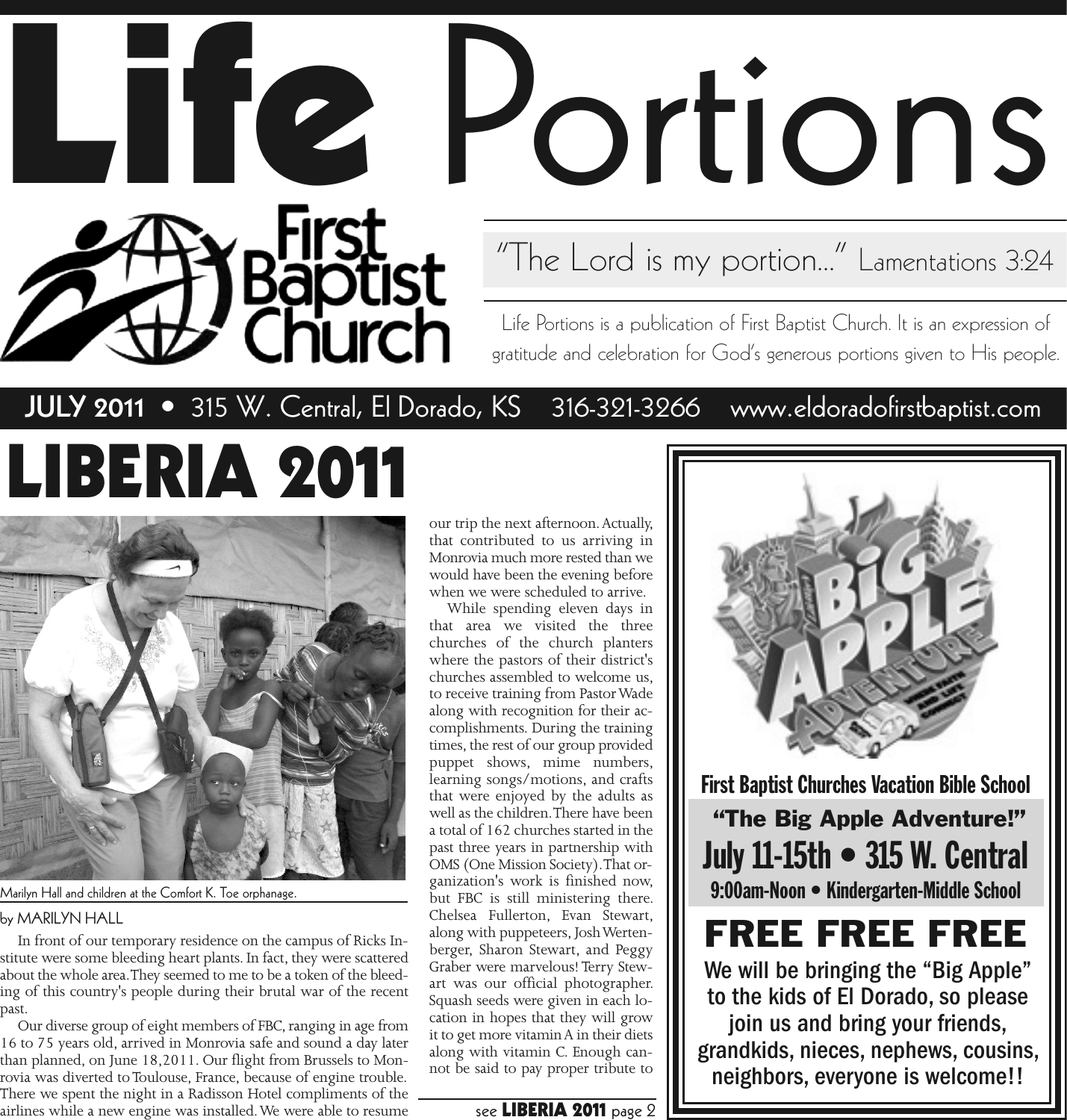# Life Portions

First Baptist Church

"The Lord is my portion..." Lamentations 3:24

Life Portions is a publication of First Baptist Church. It is an expression of gratitude and celebration for God's generous portions given to His people.

**JULY 2011** • 315 W. Central, El Dorado, KS 316-321-3266 www.eldoradofirstbaptist.com

## LIBERIA 2011

Marilyn Hall and children at the Comfort K. Toe orphanage.

by MARILYN HALL

In front of our temporary residence on the campus of Ricks Institute were some bleeding heart plants. In fact, they were scattered about the whole area. They seemed to me to be a token of the bleeding of this country's people during their brutal war of the recent past.

Our diverse group of eight members of FBC, ranging in age from 16 to 75 years old, arrived in Monrovia safe and sound a day later than planned, on June 18,2011. Our flight from Brussels to Monrovia was diverted to Toulouse, France, because of engine trouble. There we spent the night in a Radisson Hotel compliments of the airlines while a new engine was installed. We were able to resume our trip the next afternoon. Actually, that contributed to us arriving in Monrovia much more rested than we would have been the evening before when we were scheduled to arrive.

While spending eleven days in that area we visited the three churches of the church planters where the pastors of their district's churches assembled to welcome us, to receive training from Pastor Wade along with recognition for their accomplishments. During the training times, the rest of our group provided puppet shows, mime numbers, learning songs/motions, and crafts that were enjoyed by the adults as well as the children. There have been a total of 162 churches started in the past three years in partnership with OMS (One Mission Society). That organization's work is finished now, but FBC is still ministering there. Chelsea Fullerton, Evan Stewart, along with puppeteers, Josh Wertenberger, Sharon Stewart, and Peggy Graber were marvelous! Terry Stewart was our official photographer. Squash seeds were given in each location in hopes that they will grow it to get more vitamin A in their diets along with vitamin C. Enough cannot be said to pay proper tribute to

see **LIBERIA 2011** page 2

---

Big Apple Adventure — Where Faith and Life Connect

**First Baptist Churches Vacation Bible School**

**"The Big Apple Adventure!"**

**July 11-15th • 315 W. Central**

**9:00am-Noon • Kindergarten-Middle School**

## FREE FREE FREE

We will be bringing the "Big Apple" to the kids of El Dorado, so please join us and bring your friends, grandkids, nieces, nephews, cousins, neighbors, everyone is welcome!!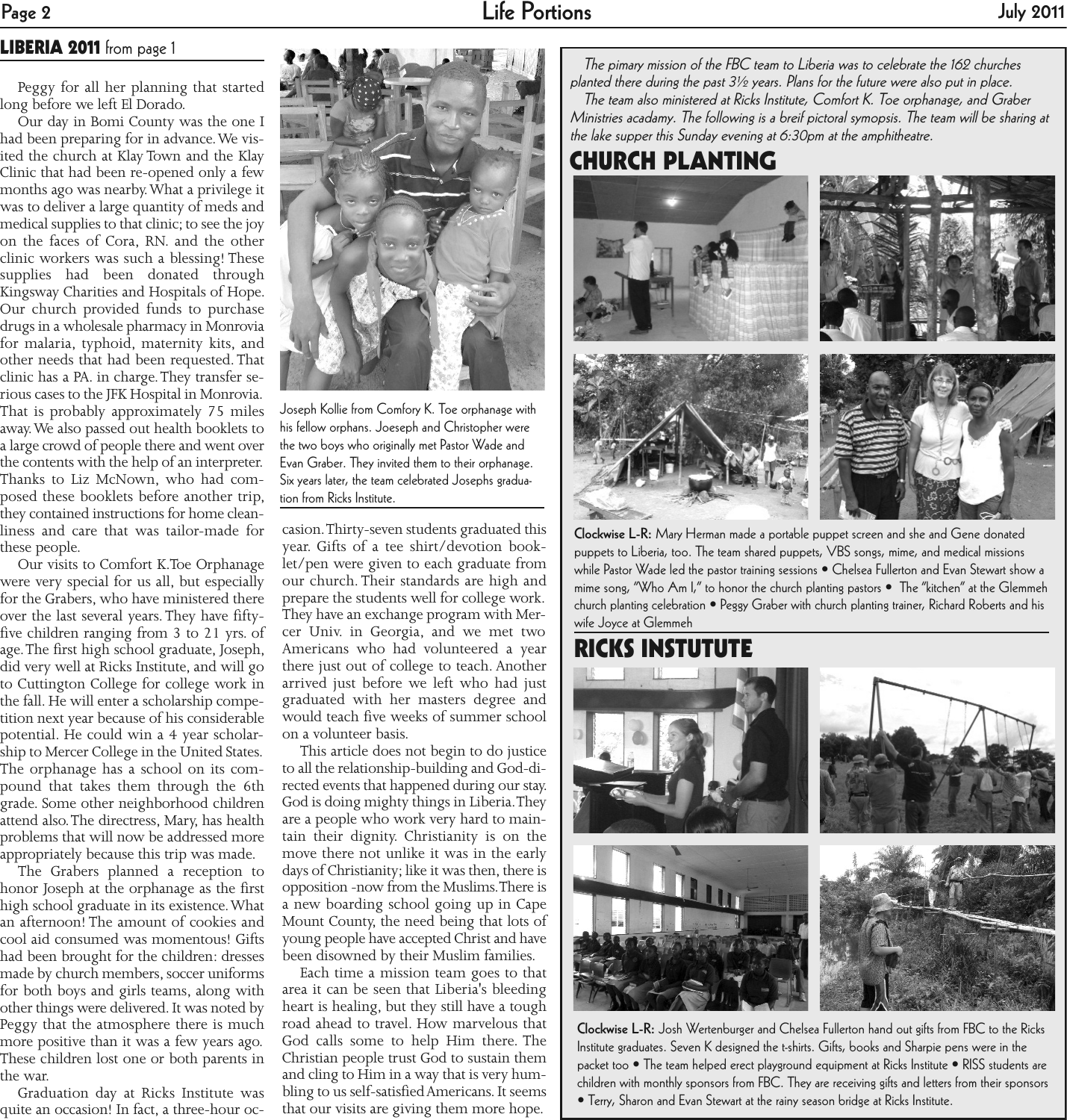## LIBERIA 2011 from page 1

Peggy for all her planning that started long before we left El Dorado.

Our day in Bomi County was the one I had been preparing for in advance. We visited the church at Klay Town and the Klay Clinic that had been re-opened only a few months ago was nearby. What a privilege it was to deliver a large quantity of meds and medical supplies to that clinic; to see the joy on the faces of Cora, RN. and the other clinic workers was such a blessing! These supplies had been donated through Kingsway Charities and Hospitals of Hope. Our church provided funds to purchase drugs in a wholesale pharmacy in Monrovia for malaria, typhoid, maternity kits, and other needs that had been requested. That clinic has a PA. in charge. They transfer serious cases to the JFK Hospital in Monrovia. That is probably approximately 75 miles away. We also passed out health booklets to a large crowd of people there and went over the contents with the help of an interpreter. Thanks to Liz McNown, who had composed these booklets before another trip, they contained instructions for home cleanliness and care that was tailor-made for these people.

Our visits to Comfort K.Toe Orphanage were very special for us all, but especially for the Grabers, who have ministered there over the last several years. They have fifty-five children ranging from 3 to 21 yrs. of age. The first high school graduate, Joseph, did very well at Ricks Institute, and will go to Cuttington College for college work in the fall. He will enter a scholarship competition next year because of his considerable potential. He could win a 4 year scholarship to Mercer College in the United States. The orphanage has a school on its compound that takes them through the 6th grade. Some other neighborhood children attend also. The directress, Mary, has health problems that will now be addressed more appropriately because this trip was made.

The Grabers planned a reception to honor Joseph at the orphanage as the first high school graduate in its existence. What an afternoon! The amount of cookies and cool aid consumed was momentous! Gifts had been brought for the children: dresses made by church members, soccer uniforms for both boys and girls teams, along with other things were delivered. It was noted by Peggy that the atmosphere there is much more positive than it was a few years ago. These children lost one or both parents in the war.

Graduation day at Ricks Institute was quite an occasion! In fact, a three-hour occasion. Thirty-seven students graduated this year. Gifts of a tee shirt/devotion booklet/pen were given to each graduate from our church. Their standards are high and prepare the students well for college work. They have an exchange program with Mercer Univ. in Georgia, and we met two Americans who had volunteered a year there just out of college to teach. Another arrived just before we left who had just graduated with her masters degree and would teach five weeks of summer school on a volunteer basis.

This article does not begin to do justice to all the relationship-building and God-directed events that happened during our stay. God is doing mighty things in Liberia. They are a people who work very hard to maintain their dignity. Christianity is on the move there not unlike it was in the early days of Christianity; like it was then, there is opposition -now from the Muslims. There is a new boarding school going up in Cape Mount County, the need being that lots of young people have accepted Christ and have been disowned by their Muslim families.

Each time a mission team goes to that area it can be seen that Liberia's bleeding heart is healing, but they still have a tough road ahead to travel. How marvelous that God calls some to help Him there. The Christian people trust God to sustain them and cling to Him in a way that is very humbling to us self-satisfied Americans. It seems that our visits are giving them more hope.

Joseph Kollie from Comfory K. Toe orphanage with his fellow orphans. Joeseph and Christopher were the two boys who originally met Pastor Wade and Evan Graber. They invited them to their orphanage. Six years later, the team celebrated Josephs graduation from Ricks Institute.

*The pimary mission of the FBC team to Liberia was to celebrate the 162 churches planted there during the past 3½ years. Plans for the future were also put in place.*

*The team also ministered at Ricks Institute, Comfort K. Toe orphanage, and Graber Ministries acadamy. The following is a breif pictoral symopsis. The team will be sharing at the lake supper this Sunday evening at 6:30pm at the amphitheatre.*

## CHURCH PLANTING

**Clockwise L-R:** Mary Herman made a portable puppet screen and she and Gene donated puppets to Liberia, too. The team shared puppets, VBS songs, mime, and medical missions while Pastor Wade led the pastor training sessions • Chelsea Fullerton and Evan Stewart show a mime song, "Who Am I," to honor the church planting pastors • The "kitchen" at the Glemmeh church planting celebration • Peggy Graber with church planting trainer, Richard Roberts and his wife Joyce at Glemmeh

## RICKS INSTUTUTE

**Clockwise L-R:** Josh Wertenburger and Chelsea Fullerton hand out gifts from FBC to the Ricks Institute graduates. Seven K designed the t-shirts. Gifts, books and Sharpie pens were in the packet too • The team helped erect playground equipment at Ricks Institute • RISS students are children with monthly sponsors from FBC. They are receiving gifts and letters from their sponsors • Terry, Sharon and Evan Stewart at the rainy season bridge at Ricks Institute.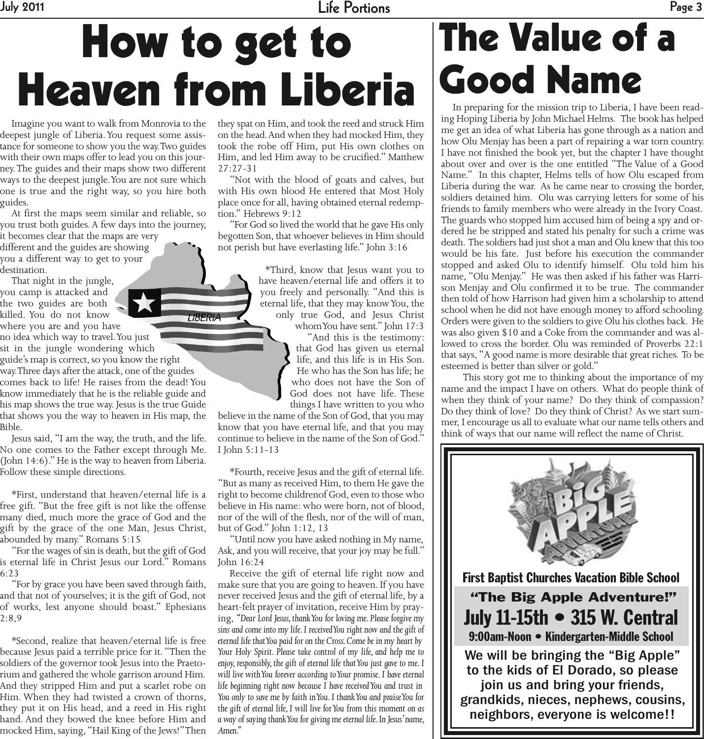# How to get to Heaven from Liberia

Imagine you want to walk from Monrovia to the deepest jungle of Liberia. You request some assistance for someone to show you the way. Two guides with their own maps offer to lead you on this journey. The guides and their maps show two different ways to the deepest jungle. You are not sure which one is true and the right way, so you hire both guides.

At first the maps seem similar and reliable, so you trust both guides. A few days into the journey, it becomes clear that the maps are very different and the guides are showing you a different way to get to your destination.

That night in the jungle, you camp is attacked and the two guides are both killed. You do not know where you are and you have no idea which way to travel. You just sit in the jungle wondering which guide's map is correct, so you know the right way. Three days after the attack, one of the guides comes back to life! He raises from the dead! You know immediately that he is the reliable guide and his map shows the true way. Jesus is the true Guide that shows you the way to heaven in His map, the Bible.

Jesus said, "I am the way, the truth, and the life. No one comes to the Father except through Me. (John 14:6)." He is the way to heaven from Liberia. Follow these simple directions.

*First, understand that heaven/eternal life is a free gift. "But the free gift is not like the offense many died, much more the grace of God and the gift by the grace of the one Man, Jesus Christ, abounded by many." Romans 5:15

"For the wages of sin is death, but the gift of God is eternal life in Christ Jesus our Lord." Romans 6:23

"For by grace you have been saved through faith, and that not of yourselves; it is the gift of God, not of works, lest anyone should boast." Ephesians 2:8,9

*Second, realize that heaven/eternal life is free because Jesus paid a terrible price for it. "Then the soldiers of the governor took Jesus into the Praetorium and gathered the whole garrison around Him. And they stripped Him and put a scarlet robe on Him. When they had twisted a crown of thorns, they put it on His head, and a reed in His right hand. And they bowed the knee before Him and mocked Him, saying, "Hail King of the Jews!" Then they spat on Him, and took the reed and struck Him on the head. And when they had mocked Him, they took the robe off Him, put His own clothes on Him, and led Him away to be crucified." Matthew 27:27-31

"Not with the blood of goats and calves, but with His own blood He entered that Most Holy place once for all, having obtained eternal redemption." Hebrews 9:12

"For God so lived the world that he gave His only begotten Son, that whoever believes in Him should not perish but have everlasting life." John 3:16

*Third, know that Jesus want you to have heaven/eternal life and offers it to you freely and personally. "And this is eternal life, that they may know You, the only true God, and Jesus Christ whom You have sent." John 17:3

"And this is the testimony: that God has given us eternal life, and this life is in His Son. He who has the Son has life; he who does not have the Son of God does not have life. These things I have written to you who believe in the name of the Son of God, that you may know that you have eternal life, and that you may continue to believe in the name of the Son of God." I John 5:11-13

*Fourth, receive Jesus and the gift of eternal life. "But as many as received Him, to them He gave the right to become childrenof God, even to those who believe in His name: who were born, not of blood, nor of the will of the flesh, nor of the will of man, but of God." John 1:12, 13

"Until now you have asked nothing in My name, Ask, and you will receive, that your joy may be full." John 16:24

Receive the gift of eternal life right now and make sure that you are going to heaven. If you have never received Jesus and the gift of eternal life, by a heart-felt prayer of invitation, receive Him by praying, *"Dear Lord Jesus, thank You for loving me. Please forgive my sins and come into my life. I received You right now and the gift of eternal life that You paid for on the Cross. Come be in my heart by Your Holy Spirit. Please take control of my life, and help me to enjoy, responsibly, the gift of eternal life that You just gave to me. I will live with You forever according to Your promise. I have eternal life beginning right now because I have received You and trust in You only to save me by faith in You. I thank You and praise You for the gift of eternal life, I will live for You from this moment on as a way of saying thank You for giving me eternal life. In Jesus' name, Amen."*

# The Value of a Good Name

In preparing for the mission trip to Liberia, I have been reading Hoping Liberia by John Michael Helms. The book has helped me get an idea of what Liberia has gone through as a nation and how Olu Menjay has been a part of repairing a war torn country. I have not finished the book yet, but the chapter I have thought about over and over is the one entitled "The Value of a Good Name." In this chapter, Helms tells of how Olu escaped from Liberia during the war. As he came near to crossing the border, soldiers detained him. Olu was carrying letters for some of his friends to family members who were already in the Ivory Coast. The guards who stopped him accused him of being a spy and ordered he be stripped and stated his penalty for such a crime was death. The soldiers had just shot a man and Olu knew that this too would be his fate. Just before his execution the commander stopped and asked Olu to identify himself. Olu told him his name, "Olu Menjay." He was then asked if his father was Harrison Menjay and Olu confirmed it to be true. The commander then told of how Harrison had given him a scholarship to attend school when he did not have enough money to afford schooling. Orders were given to the soldiers to give Olu his clothes back. He was also given $10 and a Coke from the commander and was allowed to cross the border. Olu was reminded of Proverbs 22:1 that says, "A good name is more desirable that great riches. To be esteemed is better than silver or gold."

This story got me to thinking about the importance of my name and the impact I have on others. What do people think of when they think of your name? Do they think of compassion? Do they think of love? Do they think of Christ? As we start summer, I encourage us all to evaluate what our name tells others and think of ways that our name will reflect the name of Christ.

**First Baptist Churches Vacation Bible School**

**"The Big Apple Adventure!"**

**July 11-15th • 315 W. Central**

**9:00am-Noon • Kindergarten-Middle School**

**We will be bringing the "Big Apple" to the kids of El Dorado, so please join us and bring your friends, grandkids, nieces, nephews, cousins, neighbors, everyone is welcome!!**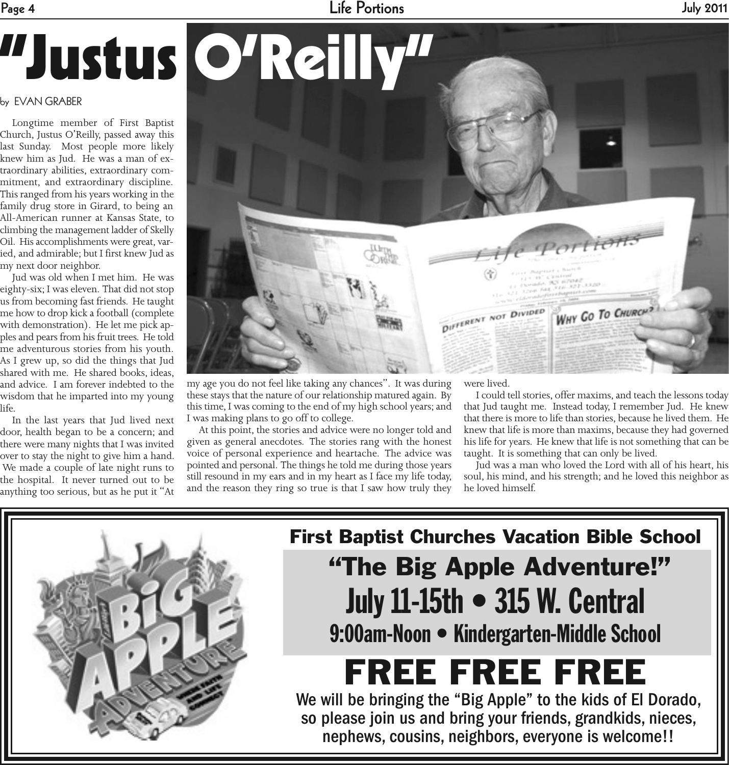# "Justus O'Reilly"

by EVAN GRABER

Longtime member of First Baptist Church, Justus O'Reilly, passed away this last Sunday. Most people more likely knew him as Jud. He was a man of extraordinary abilities, extraordinary commitment, and extraordinary discipline. This ranged from his years working in the family drug store in Girard, to being an All-American runner at Kansas State, to climbing the management ladder of Skelly Oil. His accomplishments were great, varied, and admirable; but I first knew Jud as my next door neighbor.

Jud was old when I met him. He was eighty-six; I was eleven. That did not stop us from becoming fast friends. He taught me how to drop kick a football (complete with demonstration). He let me pick apples and pears from his fruit trees. He told me adventurous stories from his youth. As I grew up, so did the things that Jud shared with me. He shared books, ideas, and advice. I am forever indebted to the wisdom that he imparted into my young life.

In the last years that Jud lived next door, health began to be a concern; and there were many nights that I was invited over to stay the night to give him a hand. We made a couple of late night runs to the hospital. It never turned out to be anything too serious, but as he put it "At my age you do not feel like taking any chances". It was during these stays that the nature of our relationship matured again. By this time, I was coming to the end of my high school years; and I was making plans to go off to college.

At this point, the stories and advice were no longer told and given as general anecdotes. The stories rang with the honest voice of personal experience and heartache. The advice was pointed and personal. The things he told me during those years still resound in my ears and in my heart as I face my life today, and the reason they ring so true is that I saw how truly they were lived.

I could tell stories, offer maxims, and teach the lessons today that Jud taught me. Instead today, I remember Jud. He knew that there is more to life than stories, because he lived them. He knew that life is more than maxims, because they had governed his life for years. He knew that life is not something that can be taught. It is something that can only be lived.

Jud was a man who loved the Lord with all of his heart, his soul, his mind, and his strength; and he loved this neighbor as he loved himself.

---

## First Baptist Churches Vacation Bible School

## "The Big Apple Adventure!"

## July 11-15th • 315 W. Central

### 9:00am-Noon • Kindergarten-Middle School

## FREE FREE FREE

We will be bringing the "Big Apple" to the kids of El Dorado, so please join us and bring your friends, grandkids, nieces, nephews, cousins, neighbors, everyone is welcome!!